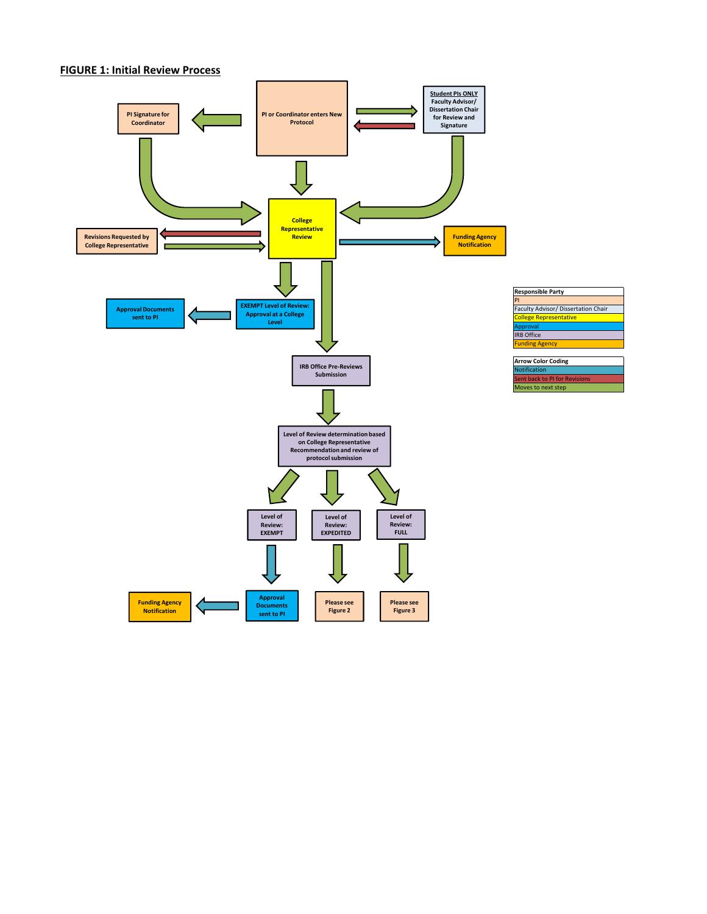## FIGURE 1: Initial Review Process

PI or Coordinator enters New Protocol

PI Signature for Coordinator

**Student PIs ONLY** Faculty Advisor/ Dissertation Chair for Review and Signature

College Representative Review

Revisions Requested by College Representative

Funding Agency Notification

EXEMPT Level of Review: Approval at a College Level

Approval Documents sent to PI

IRB Office Pre-Reviews Submission

Level of Review determination based on College Representative Recommendation and review of protocol submission

Level of Review: EXEMPT

Level of Review: EXPEDITED

Level of Review: FULL

Approval Documents sent to PI

Funding Agency Notification

Please see Figure 2

Please see Figure 3

| Responsible Party |
| --- |
| PI |
| Faculty Advisor/ Dissertation Chair |
| College Representative |
| Approval |
| IRB Office |
| Funding Agency |

| Arrow Color Coding |
| --- |
| Notification |
| Sent back to PI for Revisions |
| Moves to next step |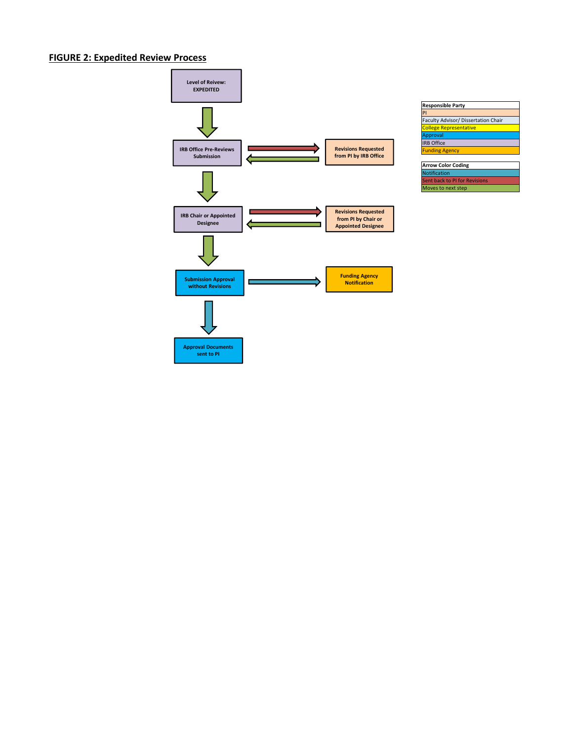## FIGURE 2: Expedited Review Process

Level of Reivew: EXPEDITED

IRB Office Pre-Reviews Submission

Revisions Requested from PI by IRB Office

IRB Chair or Appointed Designee

Revisions Requested from PI by Chair or Appointed Designee

Submission Approval without Revisions

Funding Agency Notification

Approval Documents sent to PI

| Responsible Party |
|---|
| PI |
| Faculty Advisor/ Dissertation Chair |
| College Representative |
| Approval |
| IRB Office |
| Funding Agency |

| Arrow Color Coding |
|---|
| Notification |
| Sent back to PI for Revisions |
| Moves to next step |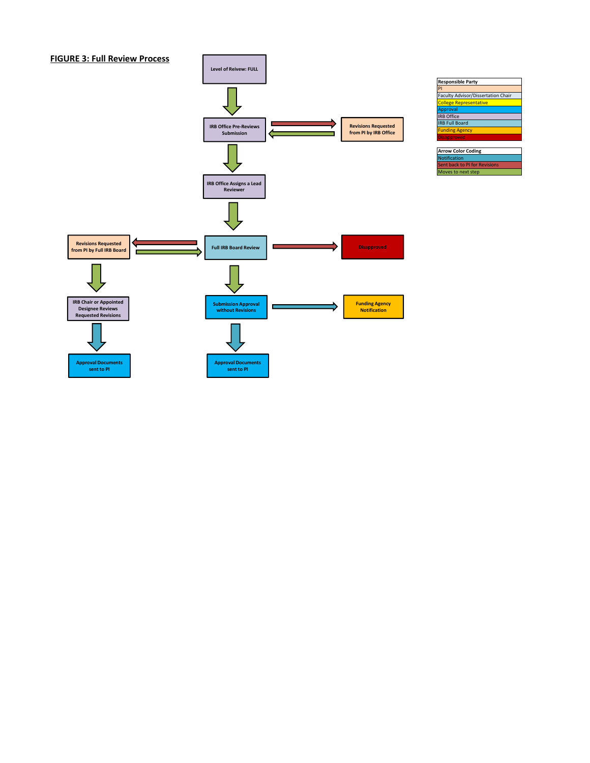**FIGURE 3: Full Review Process**

Level of Reivew: FULL

IRB Office Pre-Reviews Submission

Revisions Requested from PI by IRB Office

IRB Office Assigns a Lead Reviewer

Revisions Requested from PI by Full IRB Board

Full IRB Board Review

Disapproved

IRB Chair or Appointed Designee Reviews Requested Revisions

Submission Approval without Revisions

Funding Agency Notification

Approval Documents sent to PI

Approval Documents sent to PI

| Responsible Party |
| --- |
| PI |
| Faculty Advisor/Dissertation Chair |
| College Representative |
| Approval |
| IRB Office |
| IRB Full Board |
| Funding Agency |
| Disapproved |

| Arrow Color Coding |
| --- |
| Notification |
| Sent back to PI for Revisions |
| Moves to next step |